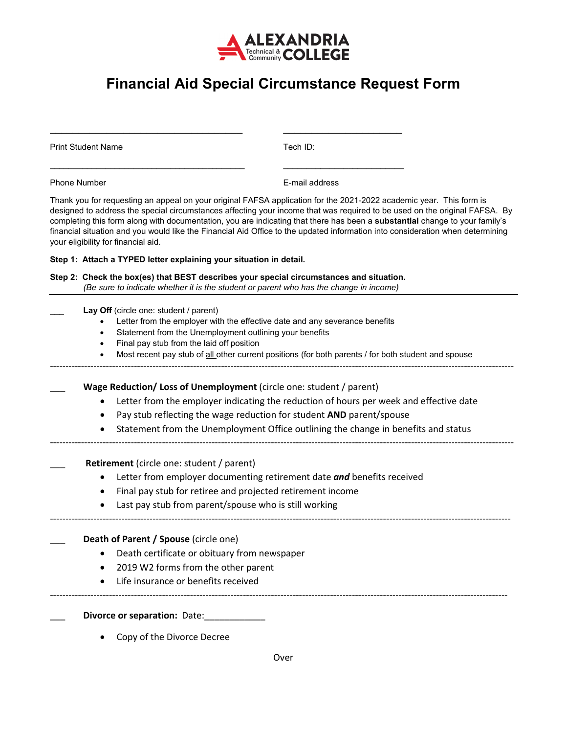ALEXANDRIA Technical & Community COLLEGE

# Financial Aid Special Circumstance Request Form

\_\_\_\_\_\_\_\_\_\_\_\_\_\_\_\_\_\_\_\_\_\_\_\_\_\_\_\_\_\_\_\_\_\_\_\_\_\_\_\_ \_\_\_\_\_\_\_\_\_\_\_\_\_\_\_\_\_\_\_\_\_\_\_\_\_

Print Student Name Tech ID:

\_\_\_\_\_\_\_\_\_\_\_\_\_\_\_\_\_\_\_\_\_\_\_\_\_\_\_\_\_\_\_\_\_\_\_\_\_\_\_\_ \_\_\_\_\_\_\_\_\_\_\_\_\_\_\_\_\_\_\_\_\_\_\_\_\_

Phone Number E-mail address

Thank you for requesting an appeal on your original FAFSA application for the 2021-2022 academic year. This form is designed to address the special circumstances affecting your income that was required to be used on the original FAFSA. By completing this form along with documentation, you are indicating that there has been a **substantial** change to your family's financial situation and you would like the Financial Aid Office to the updated information into consideration when determining your eligibility for financial aid.

**Step 1: Attach a TYPED letter explaining your situation in detail.**

**Step 2: Check the box(es) that BEST describes your special circumstances and situation.**
*(Be sure to indicate whether it is the student or parent who has the change in income)*

---

\_\_\_ **Lay Off** (circle one: student / parent)

- Letter from the employer with the effective date and any severance benefits
- Statement from the Unemployment outlining your benefits
- Final pay stub from the laid off position
- Most recent pay stub of <u>all</u> other current positions (for both parents / for both student and spouse

---

\_\_\_ **Wage Reduction/ Loss of Unemployment** (circle one: student / parent)

- Letter from the employer indicating the reduction of hours per week and effective date
- Pay stub reflecting the wage reduction for student **AND** parent/spouse
- Statement from the Unemployment Office outlining the change in benefits and status

---

\_\_\_ **Retirement** (circle one: student / parent)

- Letter from employer documenting retirement date ***and*** benefits received
- Final pay stub for retiree and projected retirement income
- Last pay stub from parent/spouse who is still working

---

\_\_\_ **Death of Parent / Spouse** (circle one)

- Death certificate or obituary from newspaper
- 2019 W2 forms from the other parent
- Life insurance or benefits received

---

\_\_\_ **Divorce or separation:** Date:\_\_\_\_\_\_\_\_\_\_\_\_

- Copy of the Divorce Decree

Over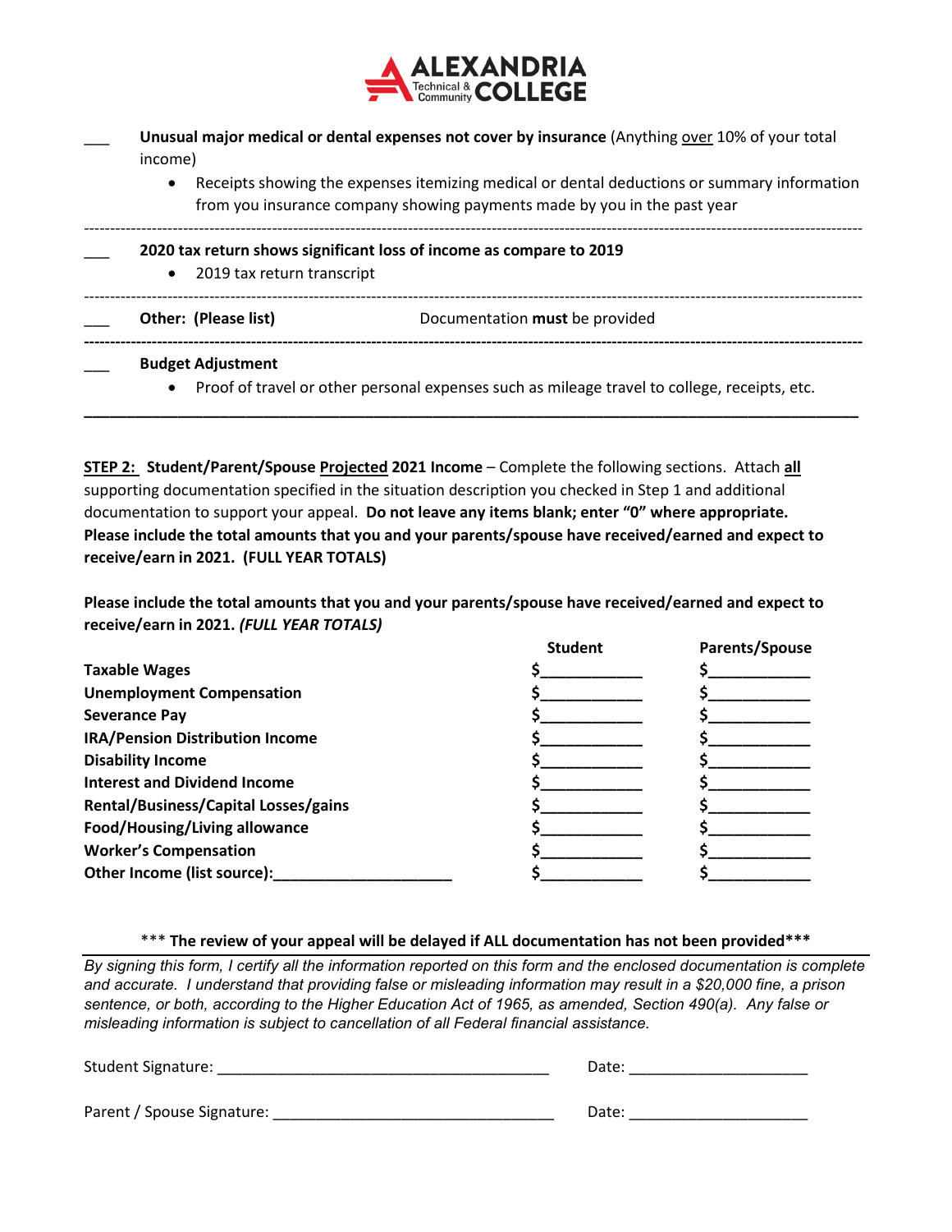ALEXANDRIA Technical & Community COLLEGE

___ **Unusual major medical or dental expenses not cover by insurance** (Anything over 10% of your total income)

- Receipts showing the expenses itemizing medical or dental deductions or summary information from you insurance company showing payments made by you in the past year

---

___ **2020 tax return shows significant loss of income as compare to 2019**

- 2019 tax return transcript

---

___ **Other: (Please list)** Documentation **must** be provided

---

___ **Budget Adjustment**

- Proof of travel or other personal expenses such as mileage travel to college, receipts, etc.

---

**STEP 2: Student/Parent/Spouse Projected 2021 Income** – Complete the following sections. Attach **all** supporting documentation specified in the situation description you checked in Step 1 and additional documentation to support your appeal. **Do not leave any items blank; enter "0" where appropriate. Please include the total amounts that you and your parents/spouse have received/earned and expect to receive/earn in 2021. (FULL YEAR TOTALS)**

**Please include the total amounts that you and your parents/spouse have received/earned and expect to receive/earn in 2021.** ***(FULL YEAR TOTALS)***

| | Student | Parents/Spouse |
|---|---|---|
| **Taxable Wages** | $___________ | $___________ |
| **Unemployment Compensation** | $___________ | $___________ |
| **Severance Pay** | $___________ | $___________ |
| **IRA/Pension Distribution Income** | $___________ | $___________ |
| **Disability Income** | $___________ | $___________ |
| **Interest and Dividend Income** | $___________ | $___________ |
| **Rental/Business/Capital Losses/gains** | $___________ | $___________ |
| **Food/Housing/Living allowance** | $___________ | $___________ |
| **Worker's Compensation** | $___________ | $___________ |
| **Other Income (list source):**____________________ | $___________ | $___________ |

\*\*\* **The review of your appeal will be delayed if ALL documentation has not been provided**\*\*\*

*By signing this form, I certify all the information reported on this form and the enclosed documentation is complete and accurate. I understand that providing false or misleading information may result in a $20,000 fine, a prison sentence, or both, according to the Higher Education Act of 1965, as amended, Section 490(a). Any false or misleading information is subject to cancellation of all Federal financial assistance.*

Student Signature: ________________________________________ Date: _____________________

Parent / Spouse Signature: _________________________________ Date: _____________________